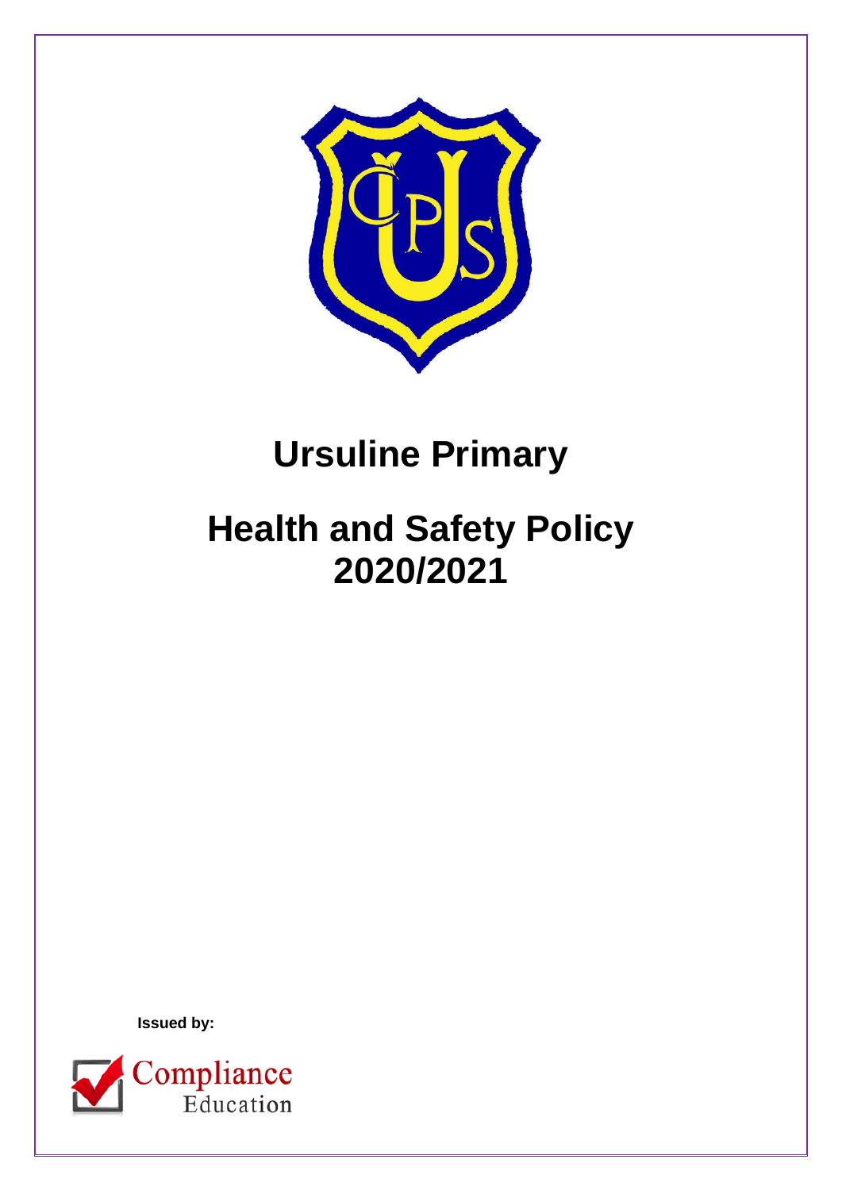# Ursuline Primary

# Health and Safety Policy 2020/2021

**Issued by:**

Compliance Education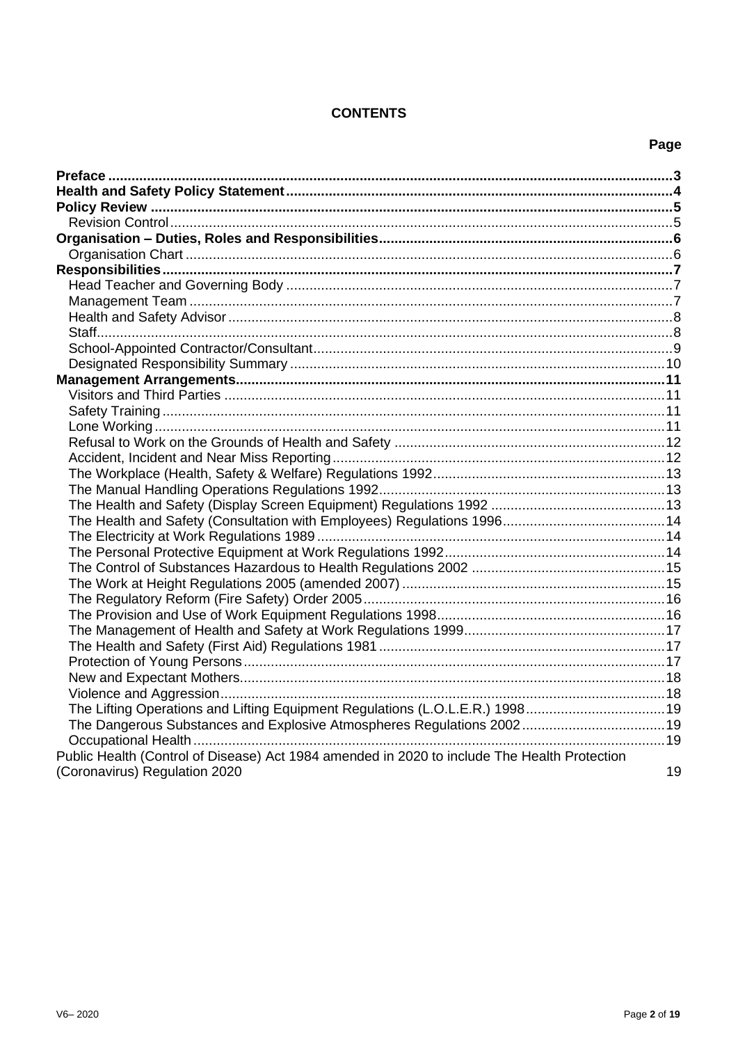**CONTENTS**

| | Page |
|---|---|
| **Preface** | **3** |
| **Health and Safety Policy Statement** | **4** |
| **Policy Review** | **5** |
| Revision Control | 5 |
| **Organisation – Duties, Roles and Responsibilities** | **6** |
| Organisation Chart | 6 |
| **Responsibilities** | **7** |
| Head Teacher and Governing Body | 7 |
| Management Team | 7 |
| Health and Safety Advisor | 8 |
| Staff | 8 |
| School-Appointed Contractor/Consultant | 9 |
| Designated Responsibility Summary | 10 |
| **Management Arrangements** | **11** |
| Visitors and Third Parties | 11 |
| Safety Training | 11 |
| Lone Working | 11 |
| Refusal to Work on the Grounds of Health and Safety | 12 |
| Accident, Incident and Near Miss Reporting | 12 |
| The Workplace (Health, Safety & Welfare) Regulations 1992 | 13 |
| The Manual Handling Operations Regulations 1992 | 13 |
| The Health and Safety (Display Screen Equipment) Regulations 1992 | 13 |
| The Health and Safety (Consultation with Employees) Regulations 1996 | 14 |
| The Electricity at Work Regulations 1989 | 14 |
| The Personal Protective Equipment at Work Regulations 1992 | 14 |
| The Control of Substances Hazardous to Health Regulations 2002 | 15 |
| The Work at Height Regulations 2005 (amended 2007) | 15 |
| The Regulatory Reform (Fire Safety) Order 2005 | 16 |
| The Provision and Use of Work Equipment Regulations 1998 | 16 |
| The Management of Health and Safety at Work Regulations 1999 | 17 |
| The Health and Safety (First Aid) Regulations 1981 | 17 |
| Protection of Young Persons | 17 |
| New and Expectant Mothers | 18 |
| Violence and Aggression | 18 |
| The Lifting Operations and Lifting Equipment Regulations (L.O.L.E.R.) 1998 | 19 |
| The Dangerous Substances and Explosive Atmospheres Regulations 2002 | 19 |
| Occupational Health | 19 |
| Public Health (Control of Disease) Act 1984 amended in 2020 to include The Health Protection (Coronavirus) Regulation 2020 | 19 |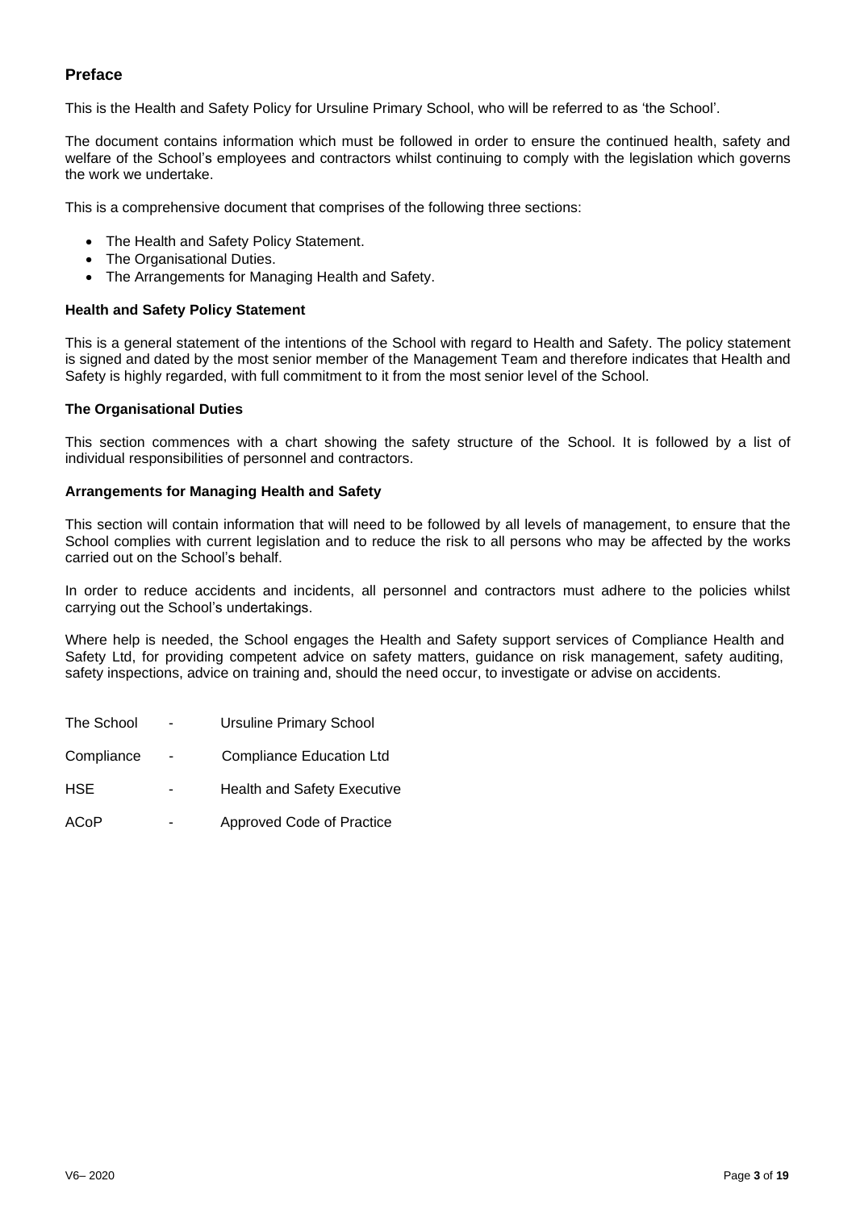## Preface

This is the Health and Safety Policy for Ursuline Primary School, who will be referred to as 'the School'.

The document contains information which must be followed in order to ensure the continued health, safety and welfare of the School's employees and contractors whilst continuing to comply with the legislation which governs the work we undertake.

This is a comprehensive document that comprises of the following three sections:

- The Health and Safety Policy Statement.
- The Organisational Duties.
- The Arrangements for Managing Health and Safety.

### Health and Safety Policy Statement

This is a general statement of the intentions of the School with regard to Health and Safety. The policy statement is signed and dated by the most senior member of the Management Team and therefore indicates that Health and Safety is highly regarded, with full commitment to it from the most senior level of the School.

### The Organisational Duties

This section commences with a chart showing the safety structure of the School. It is followed by a list of individual responsibilities of personnel and contractors.

### Arrangements for Managing Health and Safety

This section will contain information that will need to be followed by all levels of management, to ensure that the School complies with current legislation and to reduce the risk to all persons who may be affected by the works carried out on the School's behalf.

In order to reduce accidents and incidents, all personnel and contractors must adhere to the policies whilst carrying out the School's undertakings.

Where help is needed, the School engages the Health and Safety support services of Compliance Health and Safety Ltd, for providing competent advice on safety matters, guidance on risk management, safety auditing, safety inspections, advice on training and, should the need occur, to investigate or advise on accidents.

| | | |
|---|---|---|
| The School | - | Ursuline Primary School |
| Compliance | - | Compliance Education Ltd |
| HSE | - | Health and Safety Executive |
| ACoP | - | Approved Code of Practice |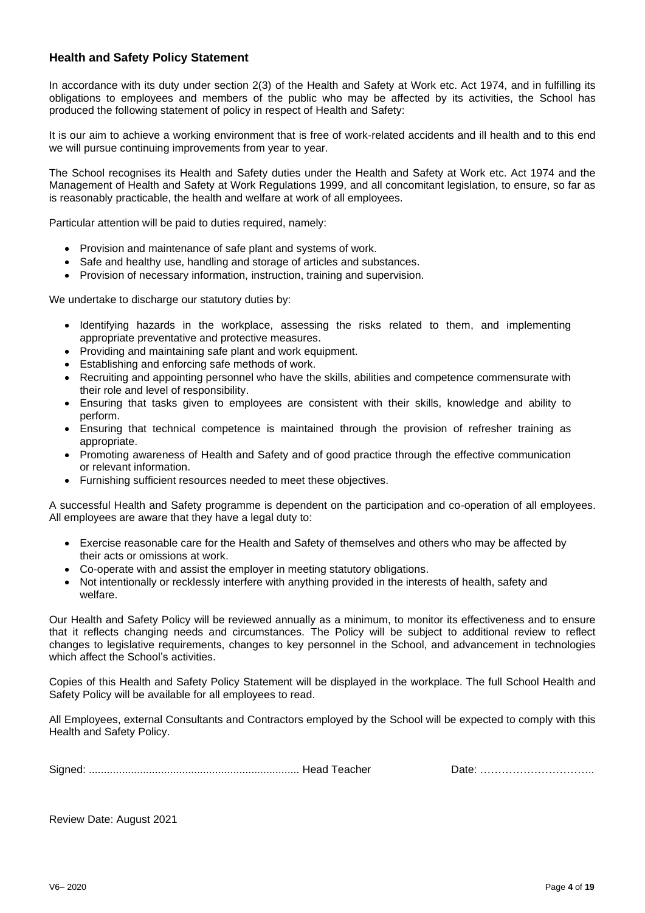## Health and Safety Policy Statement

In accordance with its duty under section 2(3) of the Health and Safety at Work etc. Act 1974, and in fulfilling its obligations to employees and members of the public who may be affected by its activities, the School has produced the following statement of policy in respect of Health and Safety:

It is our aim to achieve a working environment that is free of work-related accidents and ill health and to this end we will pursue continuing improvements from year to year.

The School recognises its Health and Safety duties under the Health and Safety at Work etc. Act 1974 and the Management of Health and Safety at Work Regulations 1999, and all concomitant legislation, to ensure, so far as is reasonably practicable, the health and welfare at work of all employees.

Particular attention will be paid to duties required, namely:

- Provision and maintenance of safe plant and systems of work.
- Safe and healthy use, handling and storage of articles and substances.
- Provision of necessary information, instruction, training and supervision.

We undertake to discharge our statutory duties by:

- Identifying hazards in the workplace, assessing the risks related to them, and implementing appropriate preventative and protective measures.
- Providing and maintaining safe plant and work equipment.
- Establishing and enforcing safe methods of work.
- Recruiting and appointing personnel who have the skills, abilities and competence commensurate with their role and level of responsibility.
- Ensuring that tasks given to employees are consistent with their skills, knowledge and ability to perform.
- Ensuring that technical competence is maintained through the provision of refresher training as appropriate.
- Promoting awareness of Health and Safety and of good practice through the effective communication or relevant information.
- Furnishing sufficient resources needed to meet these objectives.

A successful Health and Safety programme is dependent on the participation and co-operation of all employees. All employees are aware that they have a legal duty to:

- Exercise reasonable care for the Health and Safety of themselves and others who may be affected by their acts or omissions at work.
- Co-operate with and assist the employer in meeting statutory obligations.
- Not intentionally or recklessly interfere with anything provided in the interests of health, safety and welfare.

Our Health and Safety Policy will be reviewed annually as a minimum, to monitor its effectiveness and to ensure that it reflects changing needs and circumstances. The Policy will be subject to additional review to reflect changes to legislative requirements, changes to key personnel in the School, and advancement in technologies which affect the School's activities.

Copies of this Health and Safety Policy Statement will be displayed in the workplace. The full School Health and Safety Policy will be available for all employees to read.

All Employees, external Consultants and Contractors employed by the School will be expected to comply with this Health and Safety Policy.

Signed: ...................................................................... Head Teacher Date: …………………………..

Review Date: August 2021

V6– 2020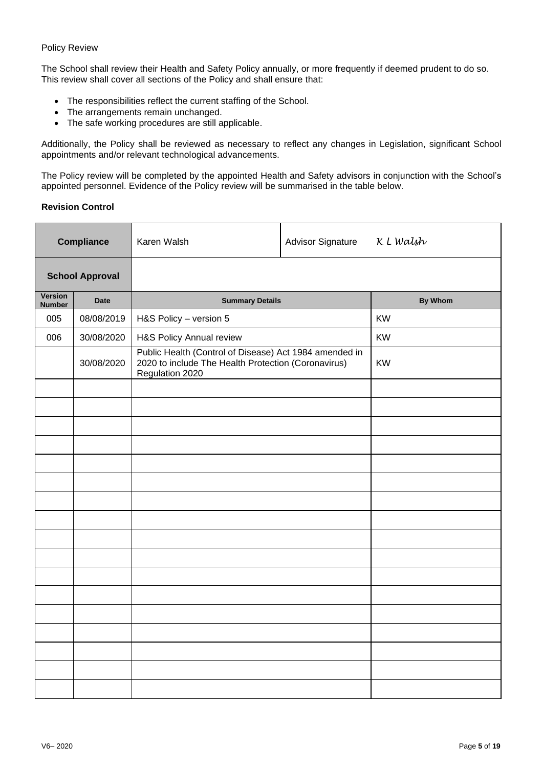Policy Review

The School shall review their Health and Safety Policy annually, or more frequently if deemed prudent to do so. This review shall cover all sections of the Policy and shall ensure that:

- The responsibilities reflect the current staffing of the School.
- The arrangements remain unchanged.
- The safe working procedures are still applicable.

Additionally, the Policy shall be reviewed as necessary to reflect any changes in Legislation, significant School appointments and/or relevant technological advancements.

The Policy review will be completed by the appointed Health and Safety advisors in conjunction with the School's appointed personnel. Evidence of the Policy review will be summarised in the table below.

**Revision Control**

| **Compliance** | | Karen Walsh | Advisor Signature *K L Walsh* |
|---|---|---|---|
| **School Approval** | | | |
| **Version Number** | **Date** | **Summary Details** | **By Whom** |
| 005 | 08/08/2019 | H&S Policy – version 5 | KW |
| 006 | 30/08/2020 | H&S Policy Annual review | KW |
| | 30/08/2020 | Public Health (Control of Disease) Act 1984 amended in 2020 to include The Health Protection (Coronavirus) Regulation 2020 | KW |
| | | | |
| | | | |
| | | | |
| | | | |
| | | | |
| | | | |
| | | | |
| | | | |
| | | | |
| | | | |
| | | | |
| | | | |
| | | | |
| | | | |
| | | | |
| | | | |
| | | | |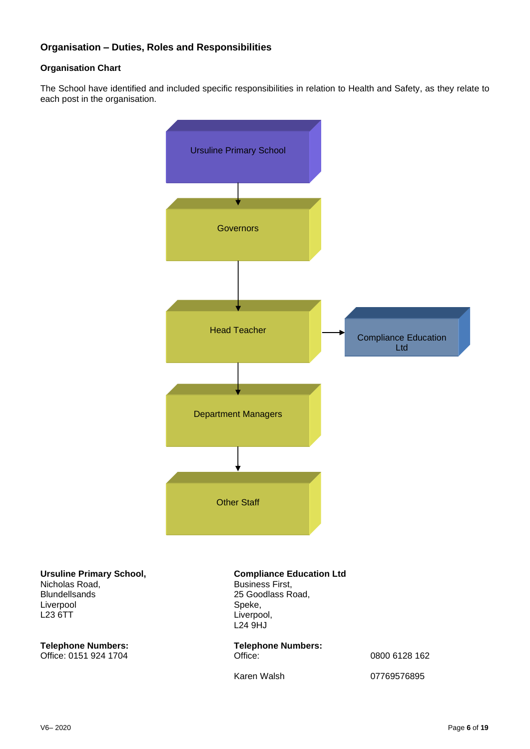## Organisation – Duties, Roles and Responsibilities

### Organisation Chart

The School have identified and included specific responsibilities in relation to Health and Safety, as they relate to each post in the organisation.

Ursuline Primary School

Governors

Head Teacher → Compliance Education Ltd

Department Managers

Other Staff

**Ursuline Primary School,**
Nicholas Road,
Blundellsands
Liverpool
L23 6TT

**Telephone Numbers:**
Office: 0151 924 1704

**Compliance Education Ltd**
Business First,
25 Goodlass Road,
Speke,
Liverpool,
L24 9HJ

**Telephone Numbers:**

| | |
|---|---|
| Office: | 0800 6128 162 |
| Karen Walsh | 07769576895 |

V6– 2020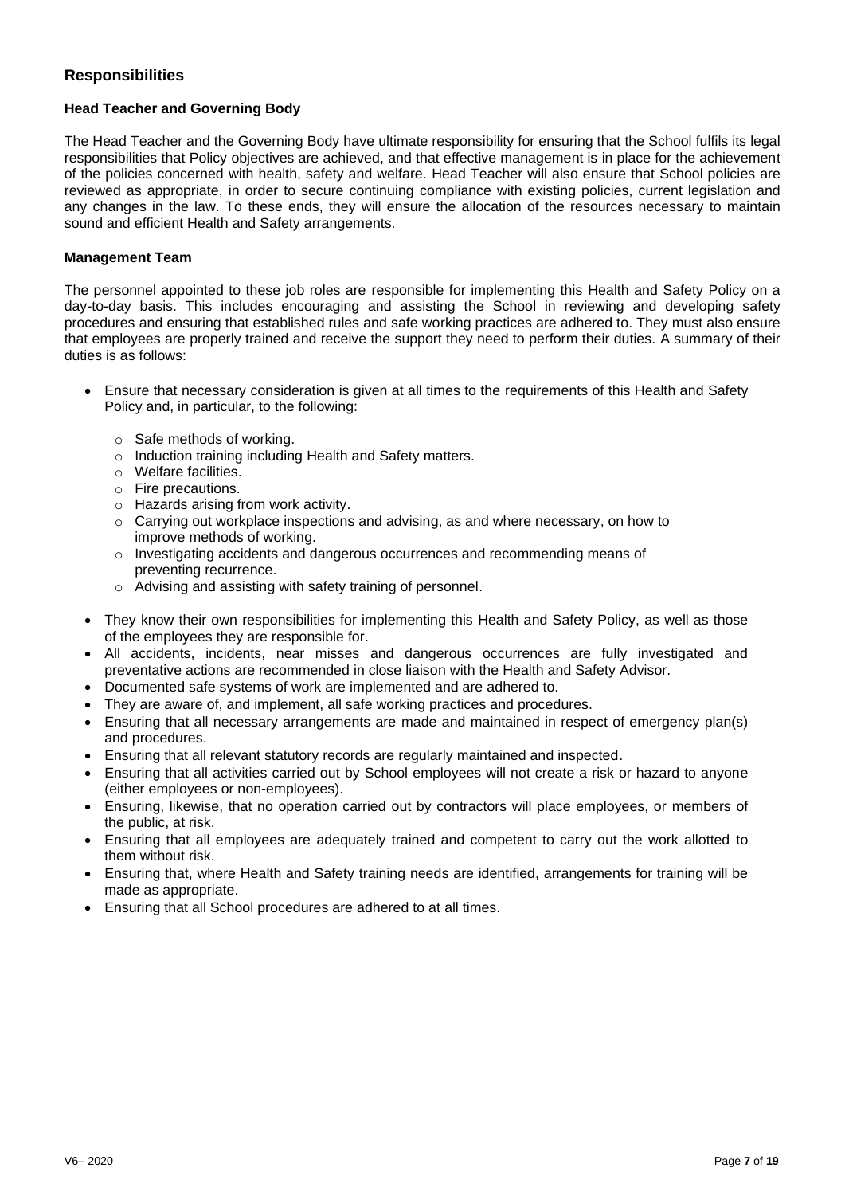## Responsibilities

### Head Teacher and Governing Body

The Head Teacher and the Governing Body have ultimate responsibility for ensuring that the School fulfils its legal responsibilities that Policy objectives are achieved, and that effective management is in place for the achievement of the policies concerned with health, safety and welfare. Head Teacher will also ensure that School policies are reviewed as appropriate, in order to secure continuing compliance with existing policies, current legislation and any changes in the law. To these ends, they will ensure the allocation of the resources necessary to maintain sound and efficient Health and Safety arrangements.

### Management Team

The personnel appointed to these job roles are responsible for implementing this Health and Safety Policy on a day-to-day basis. This includes encouraging and assisting the School in reviewing and developing safety procedures and ensuring that established rules and safe working practices are adhered to. They must also ensure that employees are properly trained and receive the support they need to perform their duties. A summary of their duties is as follows:

- Ensure that necessary consideration is given at all times to the requirements of this Health and Safety Policy and, in particular, to the following:
  - Safe methods of working.
  - Induction training including Health and Safety matters.
  - Welfare facilities.
  - Fire precautions.
  - Hazards arising from work activity.
  - Carrying out workplace inspections and advising, as and where necessary, on how to improve methods of working.
  - Investigating accidents and dangerous occurrences and recommending means of preventing recurrence.
  - Advising and assisting with safety training of personnel.
- They know their own responsibilities for implementing this Health and Safety Policy, as well as those of the employees they are responsible for.
- All accidents, incidents, near misses and dangerous occurrences are fully investigated and preventative actions are recommended in close liaison with the Health and Safety Advisor.
- Documented safe systems of work are implemented and are adhered to.
- They are aware of, and implement, all safe working practices and procedures.
- Ensuring that all necessary arrangements are made and maintained in respect of emergency plan(s) and procedures.
- Ensuring that all relevant statutory records are regularly maintained and inspected.
- Ensuring that all activities carried out by School employees will not create a risk or hazard to anyone (either employees or non-employees).
- Ensuring, likewise, that no operation carried out by contractors will place employees, or members of the public, at risk.
- Ensuring that all employees are adequately trained and competent to carry out the work allotted to them without risk.
- Ensuring that, where Health and Safety training needs are identified, arrangements for training will be made as appropriate.
- Ensuring that all School procedures are adhered to at all times.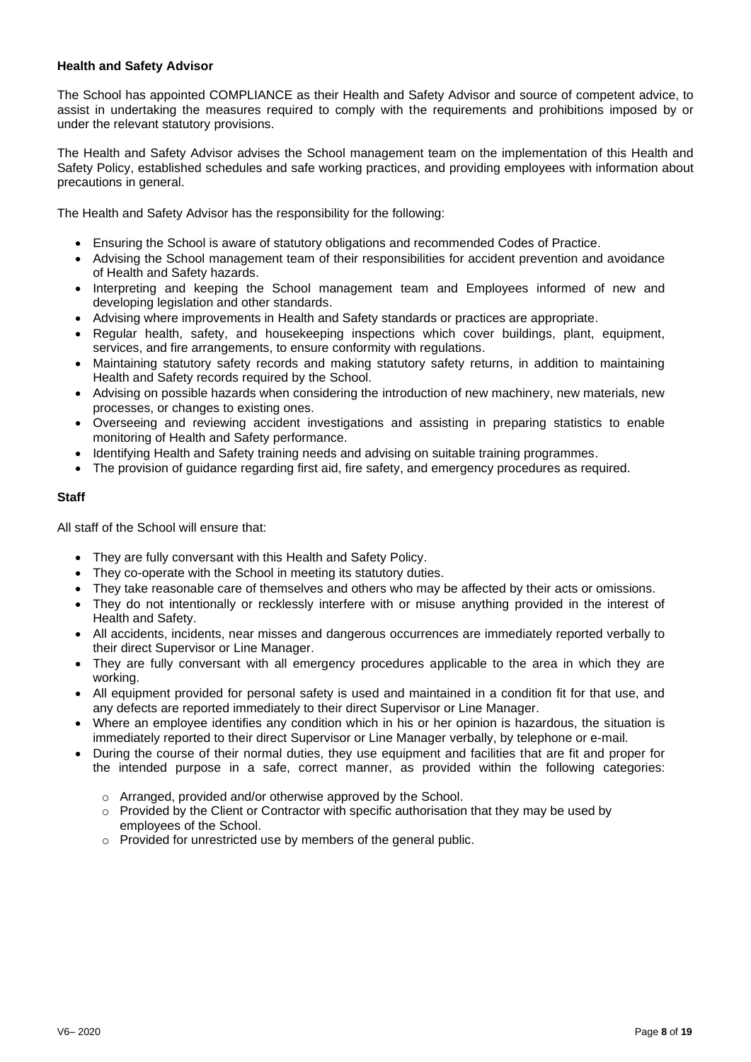**Health and Safety Advisor**

The School has appointed COMPLIANCE as their Health and Safety Advisor and source of competent advice, to assist in undertaking the measures required to comply with the requirements and prohibitions imposed by or under the relevant statutory provisions.

The Health and Safety Advisor advises the School management team on the implementation of this Health and Safety Policy, established schedules and safe working practices, and providing employees with information about precautions in general.

The Health and Safety Advisor has the responsibility for the following:

- Ensuring the School is aware of statutory obligations and recommended Codes of Practice.
- Advising the School management team of their responsibilities for accident prevention and avoidance of Health and Safety hazards.
- Interpreting and keeping the School management team and Employees informed of new and developing legislation and other standards.
- Advising where improvements in Health and Safety standards or practices are appropriate.
- Regular health, safety, and housekeeping inspections which cover buildings, plant, equipment, services, and fire arrangements, to ensure conformity with regulations.
- Maintaining statutory safety records and making statutory safety returns, in addition to maintaining Health and Safety records required by the School.
- Advising on possible hazards when considering the introduction of new machinery, new materials, new processes, or changes to existing ones.
- Overseeing and reviewing accident investigations and assisting in preparing statistics to enable monitoring of Health and Safety performance.
- Identifying Health and Safety training needs and advising on suitable training programmes.
- The provision of guidance regarding first aid, fire safety, and emergency procedures as required.

**Staff**

All staff of the School will ensure that:

- They are fully conversant with this Health and Safety Policy.
- They co-operate with the School in meeting its statutory duties.
- They take reasonable care of themselves and others who may be affected by their acts or omissions.
- They do not intentionally or recklessly interfere with or misuse anything provided in the interest of Health and Safety.
- All accidents, incidents, near misses and dangerous occurrences are immediately reported verbally to their direct Supervisor or Line Manager.
- They are fully conversant with all emergency procedures applicable to the area in which they are working.
- All equipment provided for personal safety is used and maintained in a condition fit for that use, and any defects are reported immediately to their direct Supervisor or Line Manager.
- Where an employee identifies any condition which in his or her opinion is hazardous, the situation is immediately reported to their direct Supervisor or Line Manager verbally, by telephone or e-mail.
- During the course of their normal duties, they use equipment and facilities that are fit and proper for the intended purpose in a safe, correct manner, as provided within the following categories:
  - Arranged, provided and/or otherwise approved by the School.
  - Provided by the Client or Contractor with specific authorisation that they may be used by employees of the School.
  - Provided for unrestricted use by members of the general public.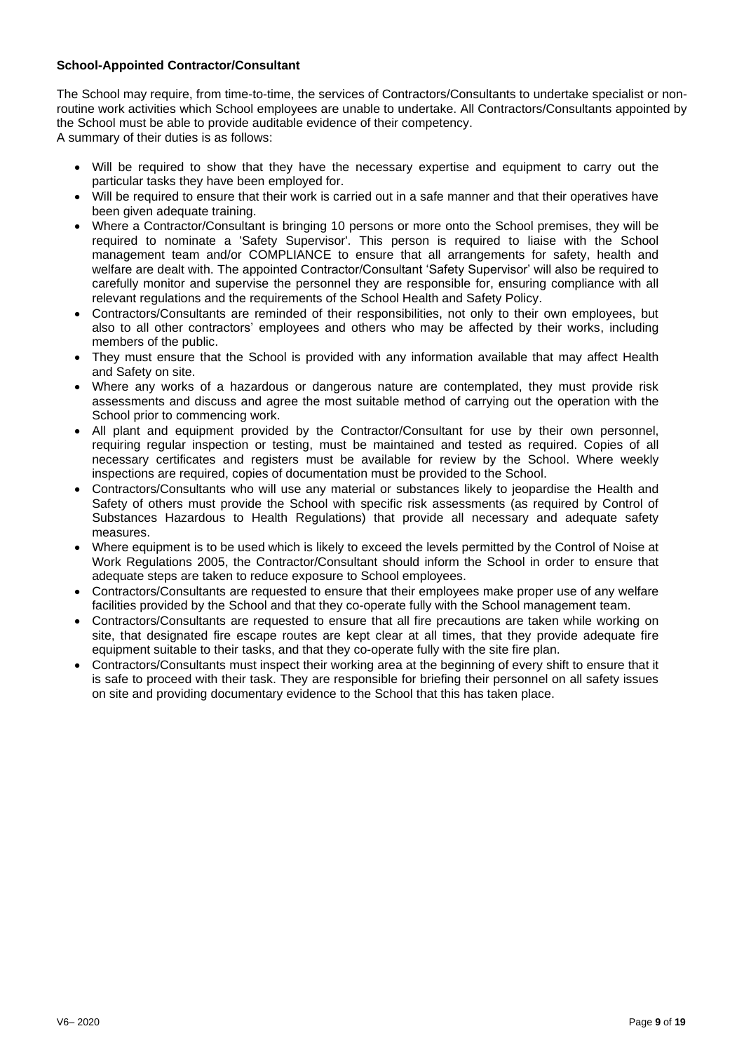**School-Appointed Contractor/Consultant**

The School may require, from time-to-time, the services of Contractors/Consultants to undertake specialist or non-routine work activities which School employees are unable to undertake. All Contractors/Consultants appointed by the School must be able to provide auditable evidence of their competency.
A summary of their duties is as follows:

- Will be required to show that they have the necessary expertise and equipment to carry out the particular tasks they have been employed for.
- Will be required to ensure that their work is carried out in a safe manner and that their operatives have been given adequate training.
- Where a Contractor/Consultant is bringing 10 persons or more onto the School premises, they will be required to nominate a 'Safety Supervisor'. This person is required to liaise with the School management team and/or COMPLIANCE to ensure that all arrangements for safety, health and welfare are dealt with. The appointed Contractor/Consultant 'Safety Supervisor' will also be required to carefully monitor and supervise the personnel they are responsible for, ensuring compliance with all relevant regulations and the requirements of the School Health and Safety Policy.
- Contractors/Consultants are reminded of their responsibilities, not only to their own employees, but also to all other contractors' employees and others who may be affected by their works, including members of the public.
- They must ensure that the School is provided with any information available that may affect Health and Safety on site.
- Where any works of a hazardous or dangerous nature are contemplated, they must provide risk assessments and discuss and agree the most suitable method of carrying out the operation with the School prior to commencing work.
- All plant and equipment provided by the Contractor/Consultant for use by their own personnel, requiring regular inspection or testing, must be maintained and tested as required. Copies of all necessary certificates and registers must be available for review by the School. Where weekly inspections are required, copies of documentation must be provided to the School.
- Contractors/Consultants who will use any material or substances likely to jeopardise the Health and Safety of others must provide the School with specific risk assessments (as required by Control of Substances Hazardous to Health Regulations) that provide all necessary and adequate safety measures.
- Where equipment is to be used which is likely to exceed the levels permitted by the Control of Noise at Work Regulations 2005, the Contractor/Consultant should inform the School in order to ensure that adequate steps are taken to reduce exposure to School employees.
- Contractors/Consultants are requested to ensure that their employees make proper use of any welfare facilities provided by the School and that they co-operate fully with the School management team.
- Contractors/Consultants are requested to ensure that all fire precautions are taken while working on site, that designated fire escape routes are kept clear at all times, that they provide adequate fire equipment suitable to their tasks, and that they co-operate fully with the site fire plan.
- Contractors/Consultants must inspect their working area at the beginning of every shift to ensure that it is safe to proceed with their task. They are responsible for briefing their personnel on all safety issues on site and providing documentary evidence to the School that this has taken place.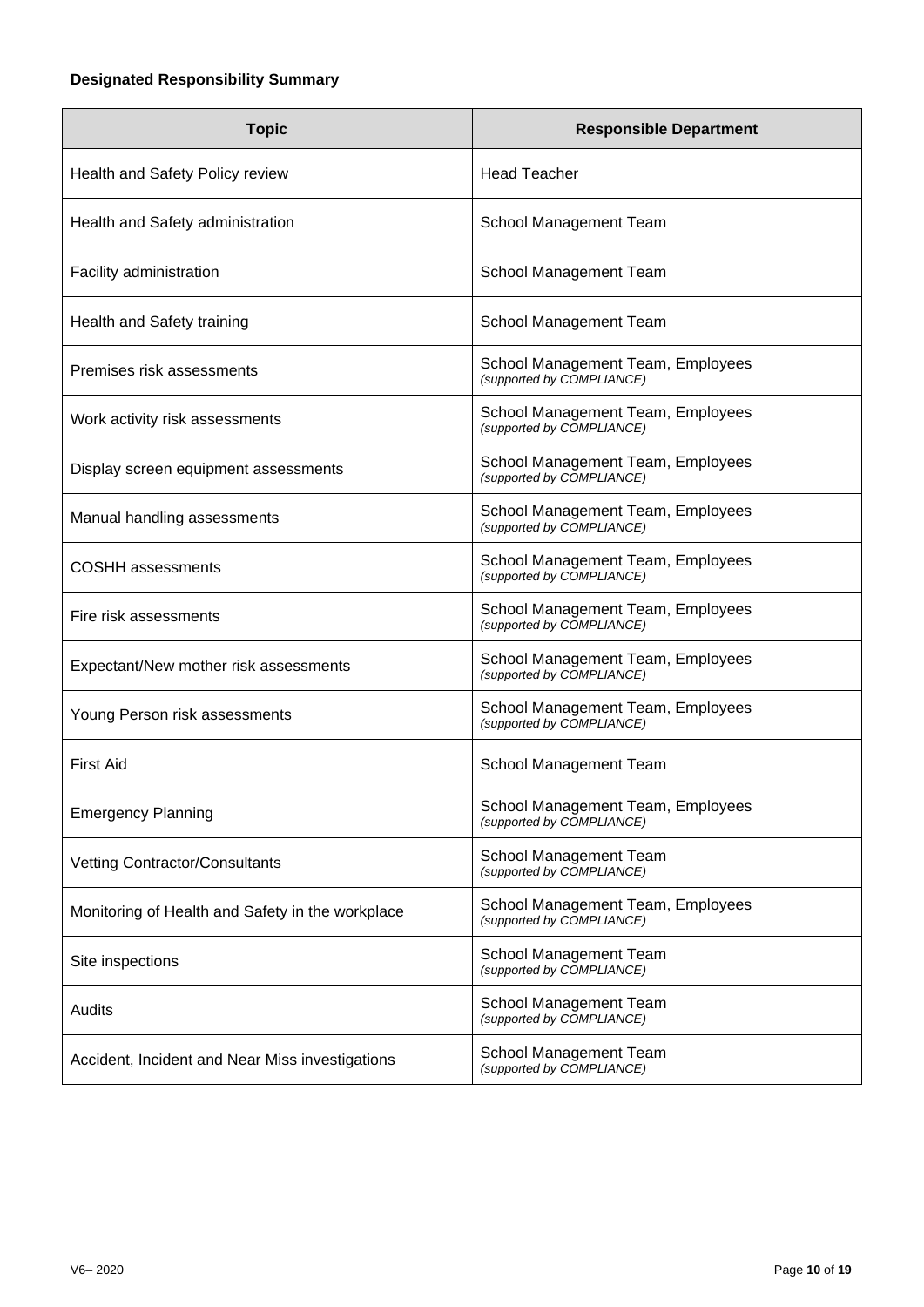**Designated Responsibility Summary**

| Topic | Responsible Department |
| --- | --- |
| Health and Safety Policy review | Head Teacher |
| Health and Safety administration | School Management Team |
| Facility administration | School Management Team |
| Health and Safety training | School Management Team |
| Premises risk assessments | School Management Team, Employees *(supported by COMPLIANCE)* |
| Work activity risk assessments | School Management Team, Employees *(supported by COMPLIANCE)* |
| Display screen equipment assessments | School Management Team, Employees *(supported by COMPLIANCE)* |
| Manual handling assessments | School Management Team, Employees *(supported by COMPLIANCE)* |
| COSHH assessments | School Management Team, Employees *(supported by COMPLIANCE)* |
| Fire risk assessments | School Management Team, Employees *(supported by COMPLIANCE)* |
| Expectant/New mother risk assessments | School Management Team, Employees *(supported by COMPLIANCE)* |
| Young Person risk assessments | School Management Team, Employees *(supported by COMPLIANCE)* |
| First Aid | School Management Team |
| Emergency Planning | School Management Team, Employees *(supported by COMPLIANCE)* |
| Vetting Contractor/Consultants | School Management Team *(supported by COMPLIANCE)* |
| Monitoring of Health and Safety in the workplace | School Management Team, Employees *(supported by COMPLIANCE)* |
| Site inspections | School Management Team *(supported by COMPLIANCE)* |
| Audits | School Management Team *(supported by COMPLIANCE)* |
| Accident, Incident and Near Miss investigations | School Management Team *(supported by COMPLIANCE)* |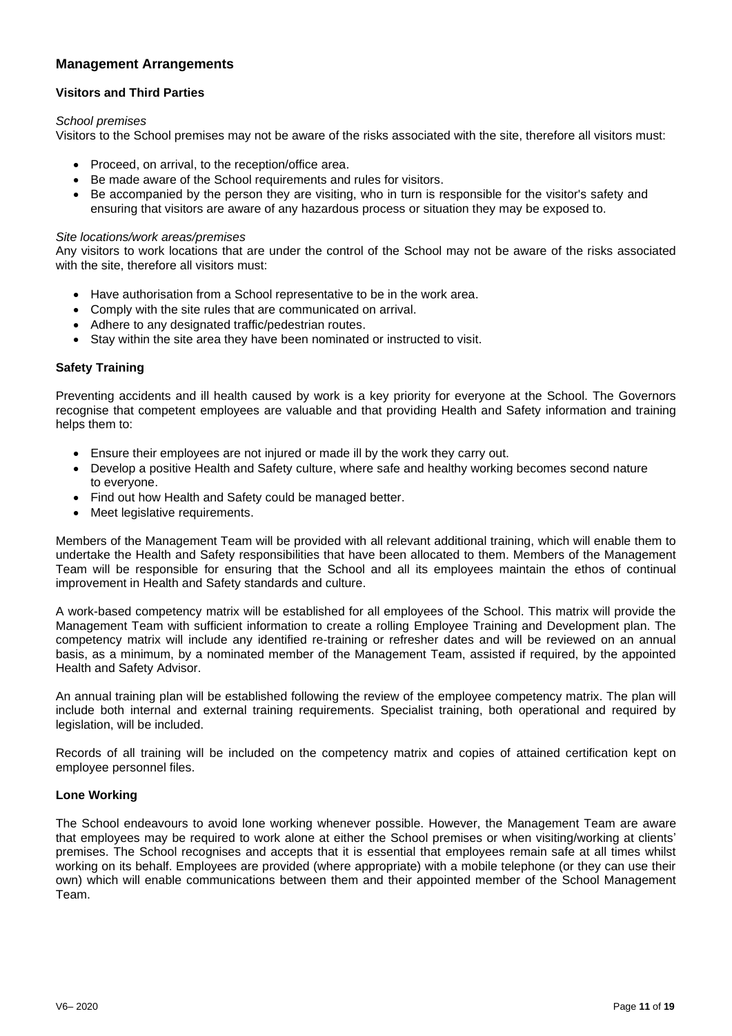## Management Arrangements

### Visitors and Third Parties

*School premises*

Visitors to the School premises may not be aware of the risks associated with the site, therefore all visitors must:

- Proceed, on arrival, to the reception/office area.
- Be made aware of the School requirements and rules for visitors.
- Be accompanied by the person they are visiting, who in turn is responsible for the visitor's safety and ensuring that visitors are aware of any hazardous process or situation they may be exposed to.

*Site locations/work areas/premises*

Any visitors to work locations that are under the control of the School may not be aware of the risks associated with the site, therefore all visitors must:

- Have authorisation from a School representative to be in the work area.
- Comply with the site rules that are communicated on arrival.
- Adhere to any designated traffic/pedestrian routes.
- Stay within the site area they have been nominated or instructed to visit.

### Safety Training

Preventing accidents and ill health caused by work is a key priority for everyone at the School. The Governors recognise that competent employees are valuable and that providing Health and Safety information and training helps them to:

- Ensure their employees are not injured or made ill by the work they carry out.
- Develop a positive Health and Safety culture, where safe and healthy working becomes second nature to everyone.
- Find out how Health and Safety could be managed better.
- Meet legislative requirements.

Members of the Management Team will be provided with all relevant additional training, which will enable them to undertake the Health and Safety responsibilities that have been allocated to them. Members of the Management Team will be responsible for ensuring that the School and all its employees maintain the ethos of continual improvement in Health and Safety standards and culture.

A work-based competency matrix will be established for all employees of the School. This matrix will provide the Management Team with sufficient information to create a rolling Employee Training and Development plan. The competency matrix will include any identified re-training or refresher dates and will be reviewed on an annual basis, as a minimum, by a nominated member of the Management Team, assisted if required, by the appointed Health and Safety Advisor.

An annual training plan will be established following the review of the employee competency matrix. The plan will include both internal and external training requirements. Specialist training, both operational and required by legislation, will be included.

Records of all training will be included on the competency matrix and copies of attained certification kept on employee personnel files.

### Lone Working

The School endeavours to avoid lone working whenever possible. However, the Management Team are aware that employees may be required to work alone at either the School premises or when visiting/working at clients' premises. The School recognises and accepts that it is essential that employees remain safe at all times whilst working on its behalf. Employees are provided (where appropriate) with a mobile telephone (or they can use their own) which will enable communications between them and their appointed member of the School Management Team.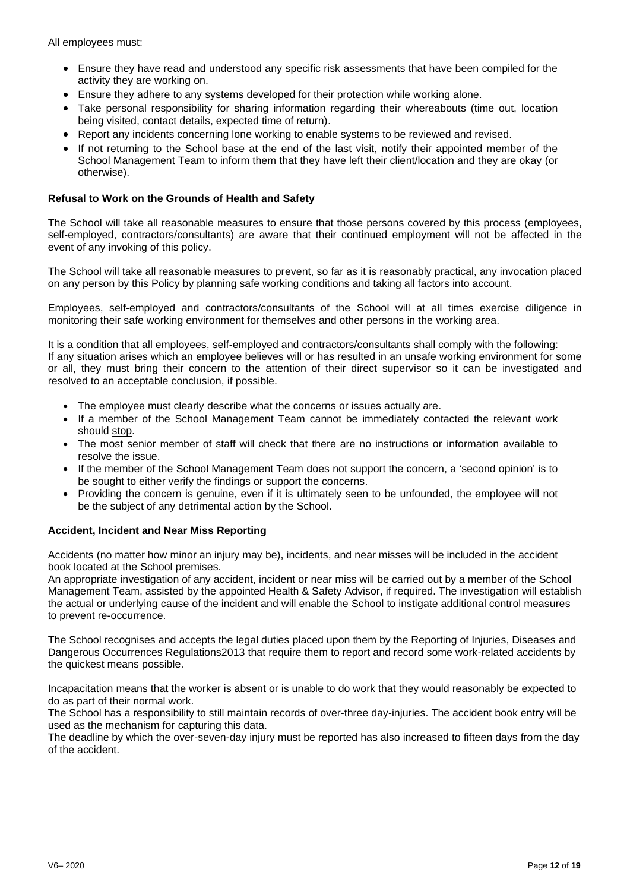All employees must:

- Ensure they have read and understood any specific risk assessments that have been compiled for the activity they are working on.
- Ensure they adhere to any systems developed for their protection while working alone.
- Take personal responsibility for sharing information regarding their whereabouts (time out, location being visited, contact details, expected time of return).
- Report any incidents concerning lone working to enable systems to be reviewed and revised.
- If not returning to the School base at the end of the last visit, notify their appointed member of the School Management Team to inform them that they have left their client/location and they are okay (or otherwise).

**Refusal to Work on the Grounds of Health and Safety**

The School will take all reasonable measures to ensure that those persons covered by this process (employees, self-employed, contractors/consultants) are aware that their continued employment will not be affected in the event of any invoking of this policy.

The School will take all reasonable measures to prevent, so far as it is reasonably practical, any invocation placed on any person by this Policy by planning safe working conditions and taking all factors into account.

Employees, self-employed and contractors/consultants of the School will at all times exercise diligence in monitoring their safe working environment for themselves and other persons in the working area.

It is a condition that all employees, self-employed and contractors/consultants shall comply with the following:
If any situation arises which an employee believes will or has resulted in an unsafe working environment for some or all, they must bring their concern to the attention of their direct supervisor so it can be investigated and resolved to an acceptable conclusion, if possible.

- The employee must clearly describe what the concerns or issues actually are.
- If a member of the School Management Team cannot be immediately contacted the relevant work should <u>stop</u>.
- The most senior member of staff will check that there are no instructions or information available to resolve the issue.
- If the member of the School Management Team does not support the concern, a 'second opinion' is to be sought to either verify the findings or support the concerns.
- Providing the concern is genuine, even if it is ultimately seen to be unfounded, the employee will not be the subject of any detrimental action by the School.

**Accident, Incident and Near Miss Reporting**

Accidents (no matter how minor an injury may be), incidents, and near misses will be included in the accident book located at the School premises.
An appropriate investigation of any accident, incident or near miss will be carried out by a member of the School Management Team, assisted by the appointed Health & Safety Advisor, if required. The investigation will establish the actual or underlying cause of the incident and will enable the School to instigate additional control measures to prevent re-occurrence.

The School recognises and accepts the legal duties placed upon them by the Reporting of Injuries, Diseases and Dangerous Occurrences Regulations2013 that require them to report and record some work-related accidents by the quickest means possible.

Incapacitation means that the worker is absent or is unable to do work that they would reasonably be expected to do as part of their normal work.
The School has a responsibility to still maintain records of over-three day-injuries. The accident book entry will be used as the mechanism for capturing this data.
The deadline by which the over-seven-day injury must be reported has also increased to fifteen days from the day of the accident.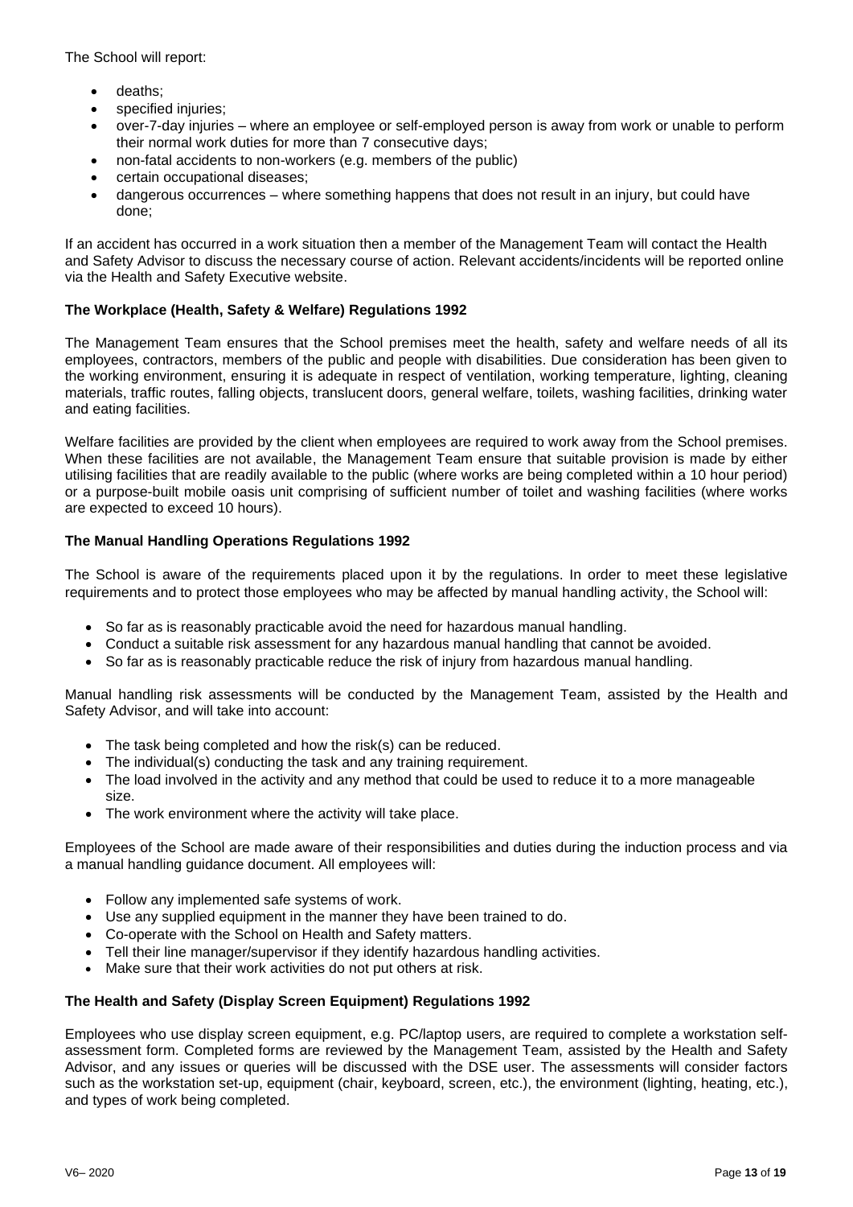The School will report:

- deaths;
- specified injuries;
- over-7-day injuries – where an employee or self-employed person is away from work or unable to perform their normal work duties for more than 7 consecutive days;
- non-fatal accidents to non-workers (e.g. members of the public)
- certain occupational diseases;
- dangerous occurrences – where something happens that does not result in an injury, but could have done;

If an accident has occurred in a work situation then a member of the Management Team will contact the Health and Safety Advisor to discuss the necessary course of action. Relevant accidents/incidents will be reported online via the Health and Safety Executive website.

**The Workplace (Health, Safety & Welfare) Regulations 1992**

The Management Team ensures that the School premises meet the health, safety and welfare needs of all its employees, contractors, members of the public and people with disabilities. Due consideration has been given to the working environment, ensuring it is adequate in respect of ventilation, working temperature, lighting, cleaning materials, traffic routes, falling objects, translucent doors, general welfare, toilets, washing facilities, drinking water and eating facilities.

Welfare facilities are provided by the client when employees are required to work away from the School premises. When these facilities are not available, the Management Team ensure that suitable provision is made by either utilising facilities that are readily available to the public (where works are being completed within a 10 hour period) or a purpose-built mobile oasis unit comprising of sufficient number of toilet and washing facilities (where works are expected to exceed 10 hours).

**The Manual Handling Operations Regulations 1992**

The School is aware of the requirements placed upon it by the regulations. In order to meet these legislative requirements and to protect those employees who may be affected by manual handling activity, the School will:

- So far as is reasonably practicable avoid the need for hazardous manual handling.
- Conduct a suitable risk assessment for any hazardous manual handling that cannot be avoided.
- So far as is reasonably practicable reduce the risk of injury from hazardous manual handling.

Manual handling risk assessments will be conducted by the Management Team, assisted by the Health and Safety Advisor, and will take into account:

- The task being completed and how the risk(s) can be reduced.
- The individual(s) conducting the task and any training requirement.
- The load involved in the activity and any method that could be used to reduce it to a more manageable size.
- The work environment where the activity will take place.

Employees of the School are made aware of their responsibilities and duties during the induction process and via a manual handling guidance document. All employees will:

- Follow any implemented safe systems of work.
- Use any supplied equipment in the manner they have been trained to do.
- Co-operate with the School on Health and Safety matters.
- Tell their line manager/supervisor if they identify hazardous handling activities.
- Make sure that their work activities do not put others at risk.

**The Health and Safety (Display Screen Equipment) Regulations 1992**

Employees who use display screen equipment, e.g. PC/laptop users, are required to complete a workstation self-assessment form. Completed forms are reviewed by the Management Team, assisted by the Health and Safety Advisor, and any issues or queries will be discussed with the DSE user. The assessments will consider factors such as the workstation set-up, equipment (chair, keyboard, screen, etc.), the environment (lighting, heating, etc.), and types of work being completed.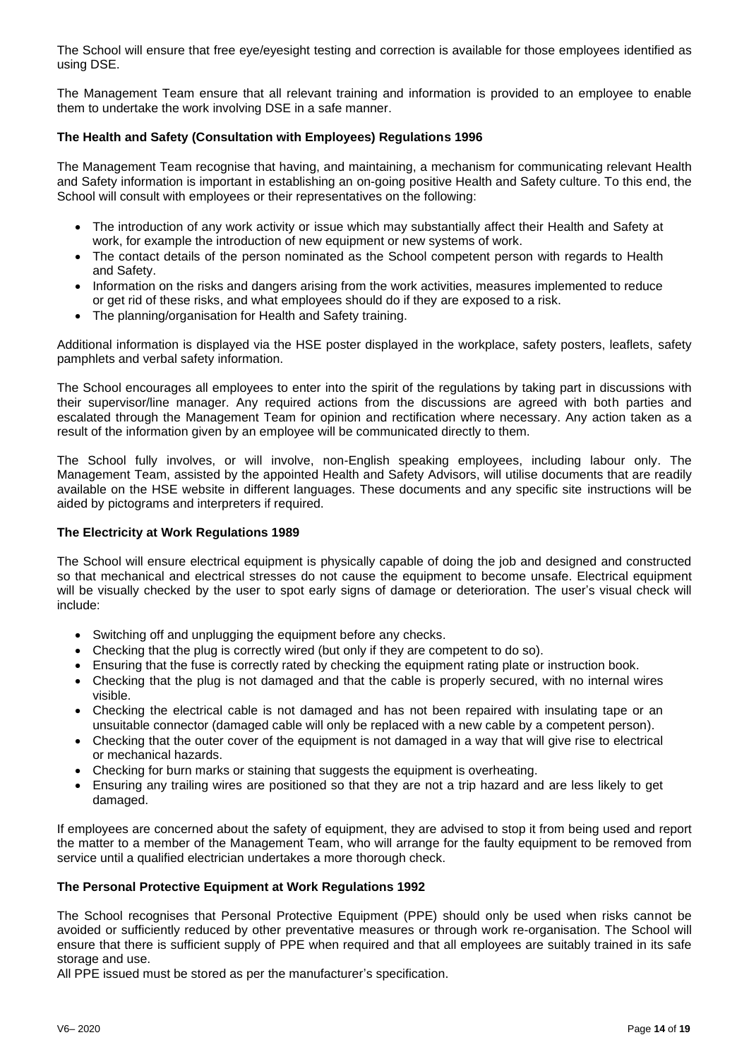The School will ensure that free eye/eyesight testing and correction is available for those employees identified as using DSE.

The Management Team ensure that all relevant training and information is provided to an employee to enable them to undertake the work involving DSE in a safe manner.

**The Health and Safety (Consultation with Employees) Regulations 1996**

The Management Team recognise that having, and maintaining, a mechanism for communicating relevant Health and Safety information is important in establishing an on-going positive Health and Safety culture. To this end, the School will consult with employees or their representatives on the following:

- The introduction of any work activity or issue which may substantially affect their Health and Safety at work, for example the introduction of new equipment or new systems of work.
- The contact details of the person nominated as the School competent person with regards to Health and Safety.
- Information on the risks and dangers arising from the work activities, measures implemented to reduce or get rid of these risks, and what employees should do if they are exposed to a risk.
- The planning/organisation for Health and Safety training.

Additional information is displayed via the HSE poster displayed in the workplace, safety posters, leaflets, safety pamphlets and verbal safety information.

The School encourages all employees to enter into the spirit of the regulations by taking part in discussions with their supervisor/line manager. Any required actions from the discussions are agreed with both parties and escalated through the Management Team for opinion and rectification where necessary. Any action taken as a result of the information given by an employee will be communicated directly to them.

The School fully involves, or will involve, non-English speaking employees, including labour only. The Management Team, assisted by the appointed Health and Safety Advisors, will utilise documents that are readily available on the HSE website in different languages. These documents and any specific site instructions will be aided by pictograms and interpreters if required.

**The Electricity at Work Regulations 1989**

The School will ensure electrical equipment is physically capable of doing the job and designed and constructed so that mechanical and electrical stresses do not cause the equipment to become unsafe. Electrical equipment will be visually checked by the user to spot early signs of damage or deterioration. The user's visual check will include:

- Switching off and unplugging the equipment before any checks.
- Checking that the plug is correctly wired (but only if they are competent to do so).
- Ensuring that the fuse is correctly rated by checking the equipment rating plate or instruction book.
- Checking that the plug is not damaged and that the cable is properly secured, with no internal wires visible.
- Checking the electrical cable is not damaged and has not been repaired with insulating tape or an unsuitable connector (damaged cable will only be replaced with a new cable by a competent person).
- Checking that the outer cover of the equipment is not damaged in a way that will give rise to electrical or mechanical hazards.
- Checking for burn marks or staining that suggests the equipment is overheating.
- Ensuring any trailing wires are positioned so that they are not a trip hazard and are less likely to get damaged.

If employees are concerned about the safety of equipment, they are advised to stop it from being used and report the matter to a member of the Management Team, who will arrange for the faulty equipment to be removed from service until a qualified electrician undertakes a more thorough check.

**The Personal Protective Equipment at Work Regulations 1992**

The School recognises that Personal Protective Equipment (PPE) should only be used when risks cannot be avoided or sufficiently reduced by other preventative measures or through work re-organisation. The School will ensure that there is sufficient supply of PPE when required and that all employees are suitably trained in its safe storage and use.

All PPE issued must be stored as per the manufacturer's specification.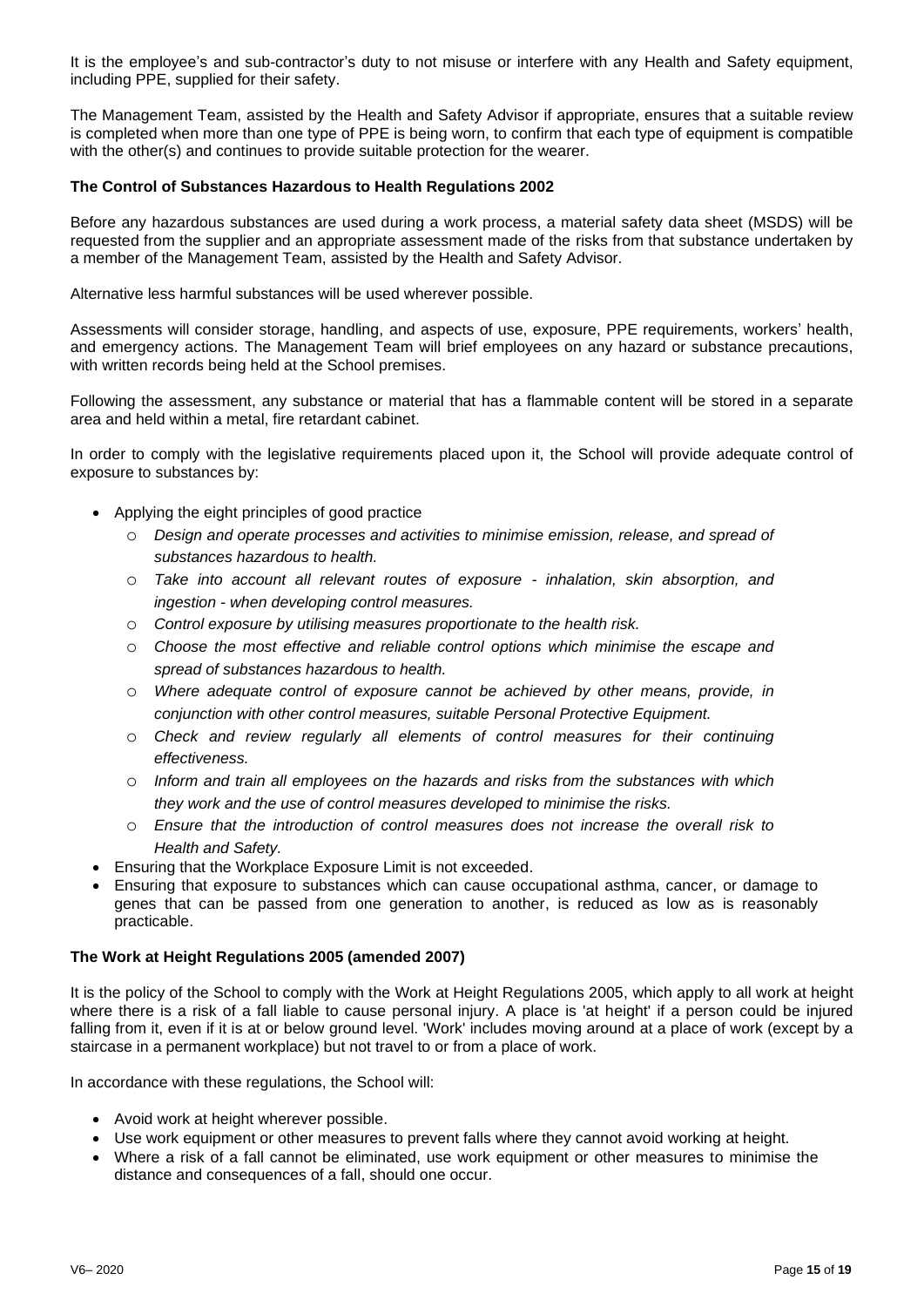It is the employee's and sub-contractor's duty to not misuse or interfere with any Health and Safety equipment, including PPE, supplied for their safety.

The Management Team, assisted by the Health and Safety Advisor if appropriate, ensures that a suitable review is completed when more than one type of PPE is being worn, to confirm that each type of equipment is compatible with the other(s) and continues to provide suitable protection for the wearer.

**The Control of Substances Hazardous to Health Regulations 2002**

Before any hazardous substances are used during a work process, a material safety data sheet (MSDS) will be requested from the supplier and an appropriate assessment made of the risks from that substance undertaken by a member of the Management Team, assisted by the Health and Safety Advisor.

Alternative less harmful substances will be used wherever possible.

Assessments will consider storage, handling, and aspects of use, exposure, PPE requirements, workers' health, and emergency actions. The Management Team will brief employees on any hazard or substance precautions, with written records being held at the School premises.

Following the assessment, any substance or material that has a flammable content will be stored in a separate area and held within a metal, fire retardant cabinet.

In order to comply with the legislative requirements placed upon it, the School will provide adequate control of exposure to substances by:

- Applying the eight principles of good practice
  - *Design and operate processes and activities to minimise emission, release, and spread of substances hazardous to health.*
  - *Take into account all relevant routes of exposure - inhalation, skin absorption, and ingestion - when developing control measures.*
  - *Control exposure by utilising measures proportionate to the health risk.*
  - *Choose the most effective and reliable control options which minimise the escape and spread of substances hazardous to health.*
  - *Where adequate control of exposure cannot be achieved by other means, provide, in conjunction with other control measures, suitable Personal Protective Equipment.*
  - *Check and review regularly all elements of control measures for their continuing effectiveness.*
  - *Inform and train all employees on the hazards and risks from the substances with which they work and the use of control measures developed to minimise the risks.*
  - *Ensure that the introduction of control measures does not increase the overall risk to Health and Safety.*
- Ensuring that the Workplace Exposure Limit is not exceeded.
- Ensuring that exposure to substances which can cause occupational asthma, cancer, or damage to genes that can be passed from one generation to another, is reduced as low as is reasonably practicable.

**The Work at Height Regulations 2005 (amended 2007)**

It is the policy of the School to comply with the Work at Height Regulations 2005, which apply to all work at height where there is a risk of a fall liable to cause personal injury. A place is 'at height' if a person could be injured falling from it, even if it is at or below ground level. 'Work' includes moving around at a place of work (except by a staircase in a permanent workplace) but not travel to or from a place of work.

In accordance with these regulations, the School will:

- Avoid work at height wherever possible.
- Use work equipment or other measures to prevent falls where they cannot avoid working at height.
- Where a risk of a fall cannot be eliminated, use work equipment or other measures to minimise the distance and consequences of a fall, should one occur.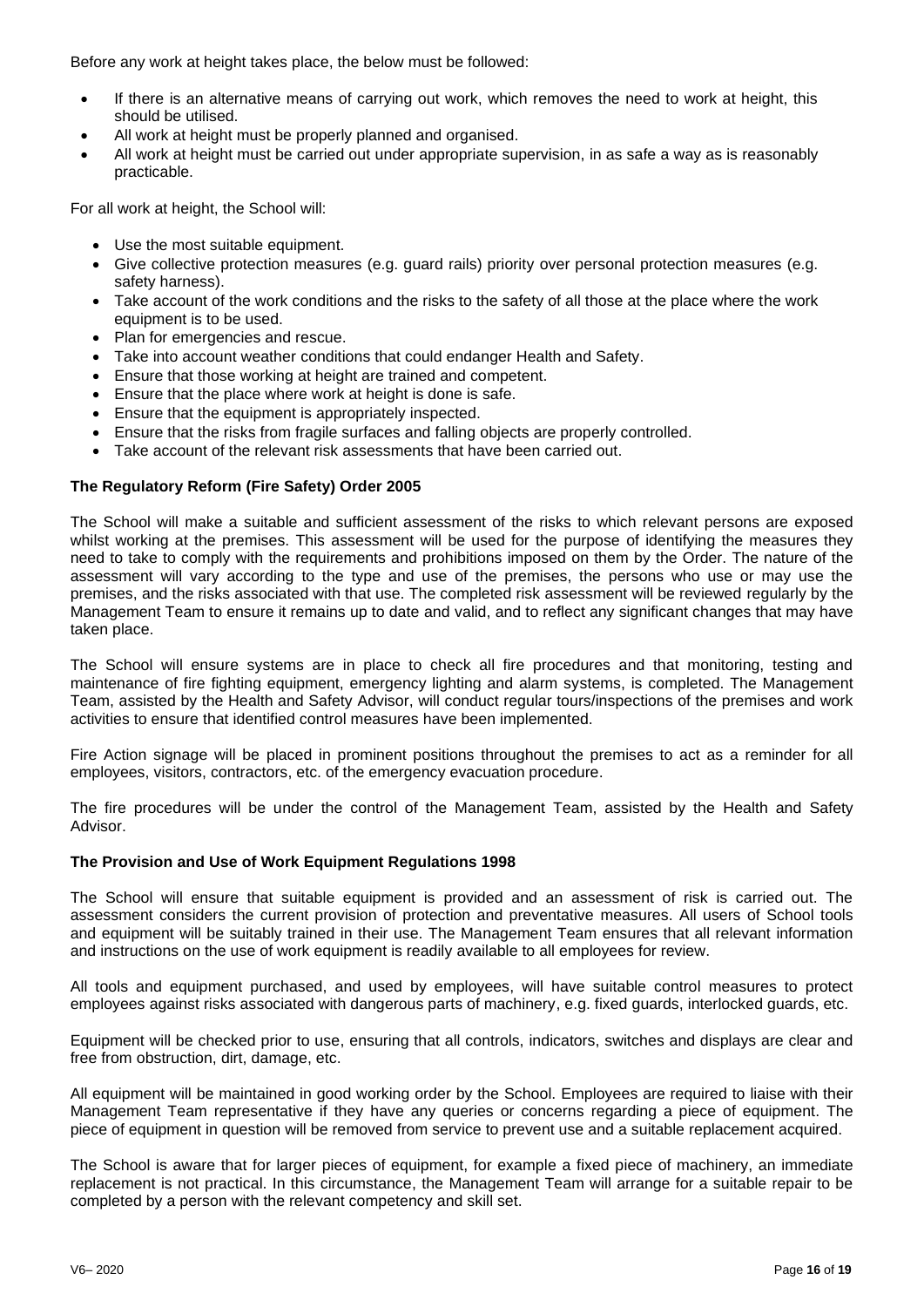Before any work at height takes place, the below must be followed:

- If there is an alternative means of carrying out work, which removes the need to work at height, this should be utilised.
- All work at height must be properly planned and organised.
- All work at height must be carried out under appropriate supervision, in as safe a way as is reasonably practicable.

For all work at height, the School will:

- Use the most suitable equipment.
- Give collective protection measures (e.g. guard rails) priority over personal protection measures (e.g. safety harness).
- Take account of the work conditions and the risks to the safety of all those at the place where the work equipment is to be used.
- Plan for emergencies and rescue.
- Take into account weather conditions that could endanger Health and Safety.
- Ensure that those working at height are trained and competent.
- Ensure that the place where work at height is done is safe.
- Ensure that the equipment is appropriately inspected.
- Ensure that the risks from fragile surfaces and falling objects are properly controlled.
- Take account of the relevant risk assessments that have been carried out.

**The Regulatory Reform (Fire Safety) Order 2005**

The School will make a suitable and sufficient assessment of the risks to which relevant persons are exposed whilst working at the premises. This assessment will be used for the purpose of identifying the measures they need to take to comply with the requirements and prohibitions imposed on them by the Order. The nature of the assessment will vary according to the type and use of the premises, the persons who use or may use the premises, and the risks associated with that use. The completed risk assessment will be reviewed regularly by the Management Team to ensure it remains up to date and valid, and to reflect any significant changes that may have taken place.

The School will ensure systems are in place to check all fire procedures and that monitoring, testing and maintenance of fire fighting equipment, emergency lighting and alarm systems, is completed. The Management Team, assisted by the Health and Safety Advisor, will conduct regular tours/inspections of the premises and work activities to ensure that identified control measures have been implemented.

Fire Action signage will be placed in prominent positions throughout the premises to act as a reminder for all employees, visitors, contractors, etc. of the emergency evacuation procedure.

The fire procedures will be under the control of the Management Team, assisted by the Health and Safety Advisor.

**The Provision and Use of Work Equipment Regulations 1998**

The School will ensure that suitable equipment is provided and an assessment of risk is carried out. The assessment considers the current provision of protection and preventative measures. All users of School tools and equipment will be suitably trained in their use. The Management Team ensures that all relevant information and instructions on the use of work equipment is readily available to all employees for review.

All tools and equipment purchased, and used by employees, will have suitable control measures to protect employees against risks associated with dangerous parts of machinery, e.g. fixed guards, interlocked guards, etc.

Equipment will be checked prior to use, ensuring that all controls, indicators, switches and displays are clear and free from obstruction, dirt, damage, etc.

All equipment will be maintained in good working order by the School. Employees are required to liaise with their Management Team representative if they have any queries or concerns regarding a piece of equipment. The piece of equipment in question will be removed from service to prevent use and a suitable replacement acquired.

The School is aware that for larger pieces of equipment, for example a fixed piece of machinery, an immediate replacement is not practical. In this circumstance, the Management Team will arrange for a suitable repair to be completed by a person with the relevant competency and skill set.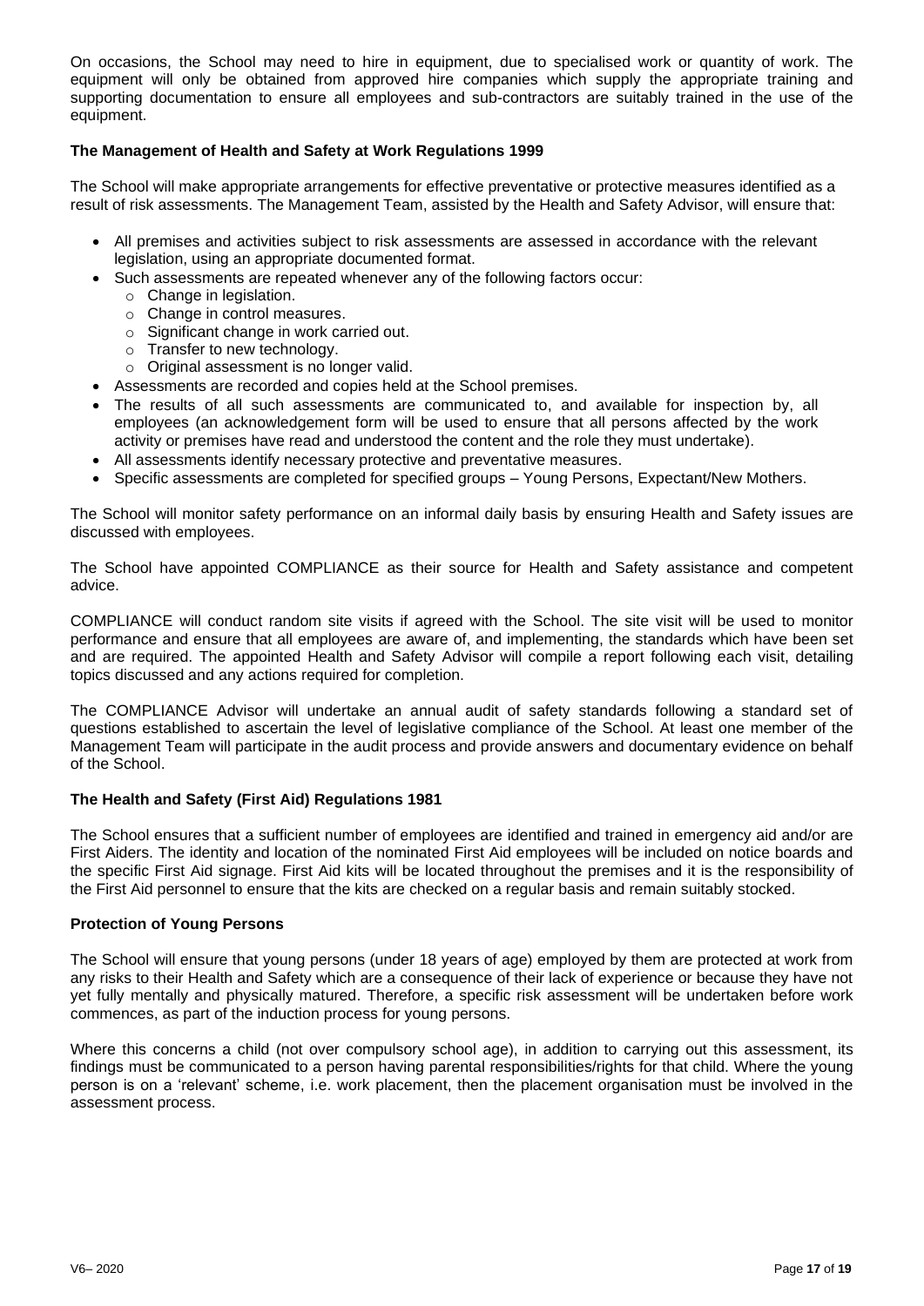On occasions, the School may need to hire in equipment, due to specialised work or quantity of work. The equipment will only be obtained from approved hire companies which supply the appropriate training and supporting documentation to ensure all employees and sub-contractors are suitably trained in the use of the equipment.

**The Management of Health and Safety at Work Regulations 1999**

The School will make appropriate arrangements for effective preventative or protective measures identified as a result of risk assessments. The Management Team, assisted by the Health and Safety Advisor, will ensure that:

- All premises and activities subject to risk assessments are assessed in accordance with the relevant legislation, using an appropriate documented format.
- Such assessments are repeated whenever any of the following factors occur:
  - Change in legislation.
  - Change in control measures.
  - Significant change in work carried out.
  - Transfer to new technology.
  - Original assessment is no longer valid.
- Assessments are recorded and copies held at the School premises.
- The results of all such assessments are communicated to, and available for inspection by, all employees (an acknowledgement form will be used to ensure that all persons affected by the work activity or premises have read and understood the content and the role they must undertake).
- All assessments identify necessary protective and preventative measures.
- Specific assessments are completed for specified groups – Young Persons, Expectant/New Mothers.

The School will monitor safety performance on an informal daily basis by ensuring Health and Safety issues are discussed with employees.

The School have appointed COMPLIANCE as their source for Health and Safety assistance and competent advice.

COMPLIANCE will conduct random site visits if agreed with the School. The site visit will be used to monitor performance and ensure that all employees are aware of, and implementing, the standards which have been set and are required. The appointed Health and Safety Advisor will compile a report following each visit, detailing topics discussed and any actions required for completion.

The COMPLIANCE Advisor will undertake an annual audit of safety standards following a standard set of questions established to ascertain the level of legislative compliance of the School. At least one member of the Management Team will participate in the audit process and provide answers and documentary evidence on behalf of the School.

**The Health and Safety (First Aid) Regulations 1981**

The School ensures that a sufficient number of employees are identified and trained in emergency aid and/or are First Aiders. The identity and location of the nominated First Aid employees will be included on notice boards and the specific First Aid signage. First Aid kits will be located throughout the premises and it is the responsibility of the First Aid personnel to ensure that the kits are checked on a regular basis and remain suitably stocked.

**Protection of Young Persons**

The School will ensure that young persons (under 18 years of age) employed by them are protected at work from any risks to their Health and Safety which are a consequence of their lack of experience or because they have not yet fully mentally and physically matured. Therefore, a specific risk assessment will be undertaken before work commences, as part of the induction process for young persons.

Where this concerns a child (not over compulsory school age), in addition to carrying out this assessment, its findings must be communicated to a person having parental responsibilities/rights for that child. Where the young person is on a 'relevant' scheme, i.e. work placement, then the placement organisation must be involved in the assessment process.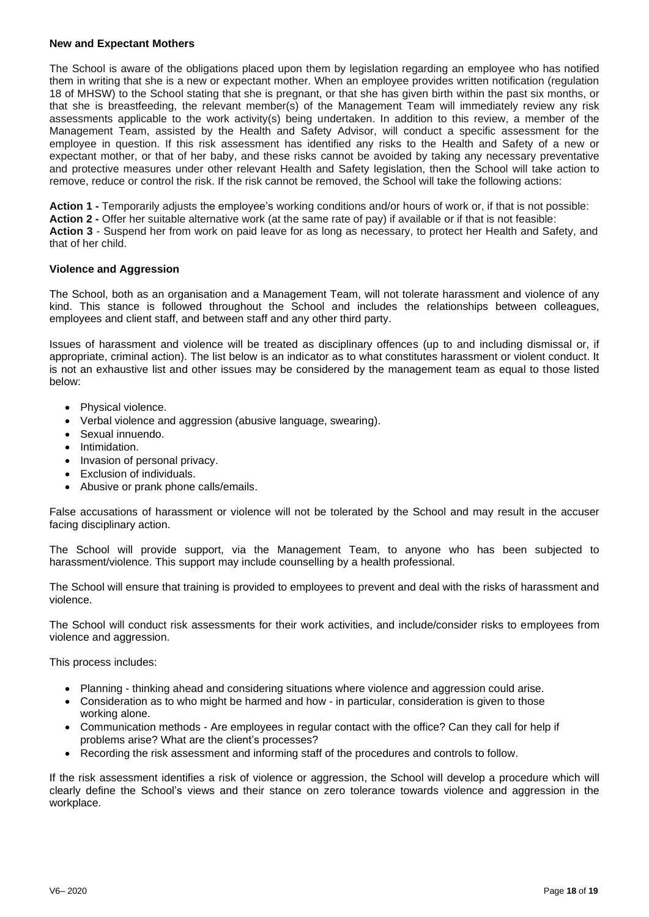**New and Expectant Mothers**

The School is aware of the obligations placed upon them by legislation regarding an employee who has notified them in writing that she is a new or expectant mother. When an employee provides written notification (regulation 18 of MHSW) to the School stating that she is pregnant, or that she has given birth within the past six months, or that she is breastfeeding, the relevant member(s) of the Management Team will immediately review any risk assessments applicable to the work activity(s) being undertaken. In addition to this review, a member of the Management Team, assisted by the Health and Safety Advisor, will conduct a specific assessment for the employee in question. If this risk assessment has identified any risks to the Health and Safety of a new or expectant mother, or that of her baby, and these risks cannot be avoided by taking any necessary preventative and protective measures under other relevant Health and Safety legislation, then the School will take action to remove, reduce or control the risk. If the risk cannot be removed, the School will take the following actions:

**Action 1 -** Temporarily adjusts the employee's working conditions and/or hours of work or, if that is not possible:
**Action 2 -** Offer her suitable alternative work (at the same rate of pay) if available or if that is not feasible:
**Action 3** - Suspend her from work on paid leave for as long as necessary, to protect her Health and Safety, and that of her child.

**Violence and Aggression**

The School, both as an organisation and a Management Team, will not tolerate harassment and violence of any kind. This stance is followed throughout the School and includes the relationships between colleagues, employees and client staff, and between staff and any other third party.

Issues of harassment and violence will be treated as disciplinary offences (up to and including dismissal or, if appropriate, criminal action). The list below is an indicator as to what constitutes harassment or violent conduct. It is not an exhaustive list and other issues may be considered by the management team as equal to those listed below:

- Physical violence.
- Verbal violence and aggression (abusive language, swearing).
- Sexual innuendo.
- Intimidation.
- Invasion of personal privacy.
- Exclusion of individuals.
- Abusive or prank phone calls/emails.

False accusations of harassment or violence will not be tolerated by the School and may result in the accuser facing disciplinary action.

The School will provide support, via the Management Team, to anyone who has been subjected to harassment/violence. This support may include counselling by a health professional.

The School will ensure that training is provided to employees to prevent and deal with the risks of harassment and violence.

The School will conduct risk assessments for their work activities, and include/consider risks to employees from violence and aggression.

This process includes:

- Planning - thinking ahead and considering situations where violence and aggression could arise.
- Consideration as to who might be harmed and how - in particular, consideration is given to those working alone.
- Communication methods - Are employees in regular contact with the office? Can they call for help if problems arise? What are the client's processes?
- Recording the risk assessment and informing staff of the procedures and controls to follow.

If the risk assessment identifies a risk of violence or aggression, the School will develop a procedure which will clearly define the School's views and their stance on zero tolerance towards violence and aggression in the workplace.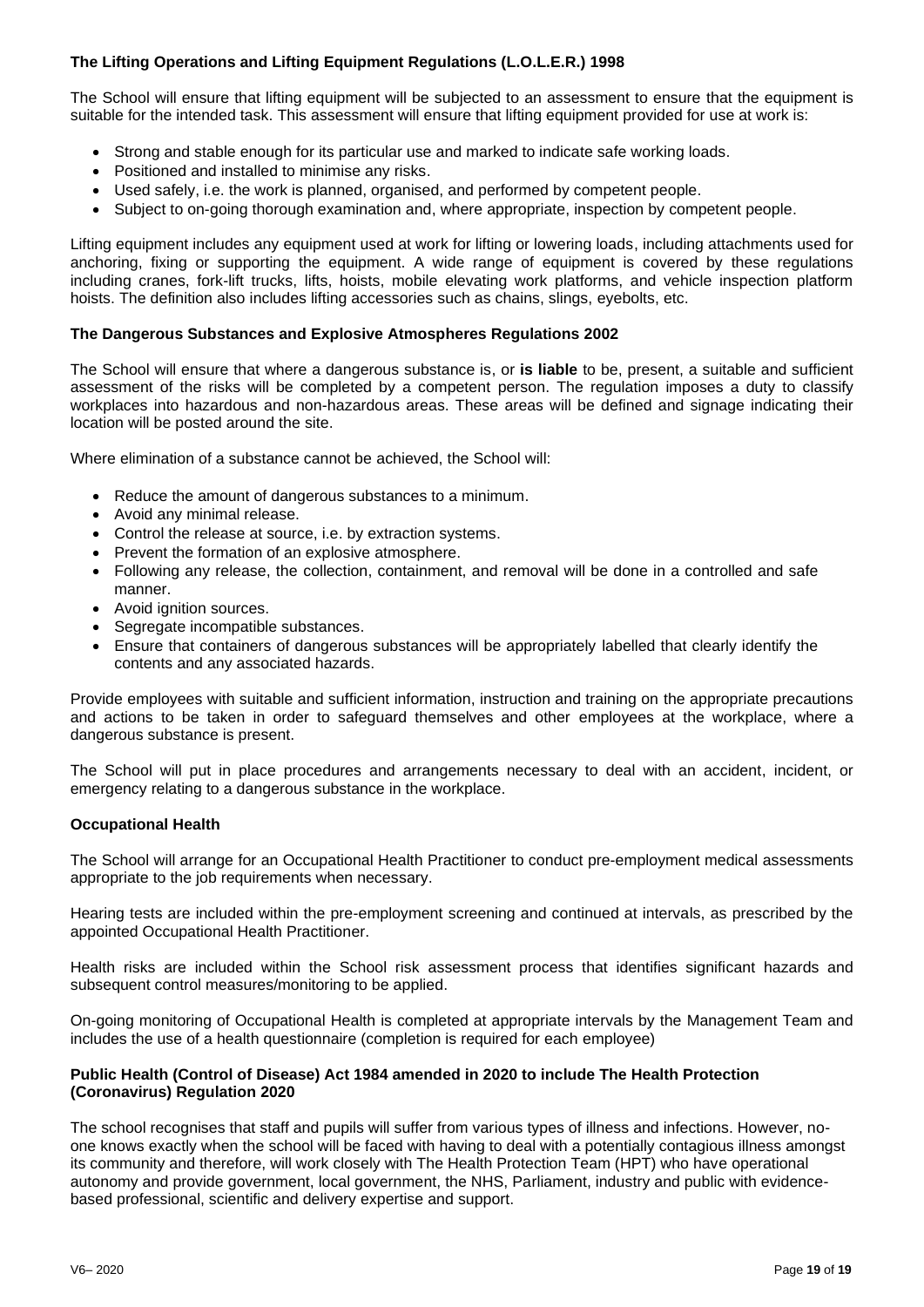**The Lifting Operations and Lifting Equipment Regulations (L.O.L.E.R.) 1998**

The School will ensure that lifting equipment will be subjected to an assessment to ensure that the equipment is suitable for the intended task. This assessment will ensure that lifting equipment provided for use at work is:

- Strong and stable enough for its particular use and marked to indicate safe working loads.
- Positioned and installed to minimise any risks.
- Used safely, i.e. the work is planned, organised, and performed by competent people.
- Subject to on-going thorough examination and, where appropriate, inspection by competent people.

Lifting equipment includes any equipment used at work for lifting or lowering loads, including attachments used for anchoring, fixing or supporting the equipment. A wide range of equipment is covered by these regulations including cranes, fork-lift trucks, lifts, hoists, mobile elevating work platforms, and vehicle inspection platform hoists. The definition also includes lifting accessories such as chains, slings, eyebolts, etc.

**The Dangerous Substances and Explosive Atmospheres Regulations 2002**

The School will ensure that where a dangerous substance is, or **is liable** to be, present, a suitable and sufficient assessment of the risks will be completed by a competent person. The regulation imposes a duty to classify workplaces into hazardous and non-hazardous areas. These areas will be defined and signage indicating their location will be posted around the site.

Where elimination of a substance cannot be achieved, the School will:

- Reduce the amount of dangerous substances to a minimum.
- Avoid any minimal release.
- Control the release at source, i.e. by extraction systems.
- Prevent the formation of an explosive atmosphere.
- Following any release, the collection, containment, and removal will be done in a controlled and safe manner.
- Avoid ignition sources.
- Segregate incompatible substances.
- Ensure that containers of dangerous substances will be appropriately labelled that clearly identify the contents and any associated hazards.

Provide employees with suitable and sufficient information, instruction and training on the appropriate precautions and actions to be taken in order to safeguard themselves and other employees at the workplace, where a dangerous substance is present.

The School will put in place procedures and arrangements necessary to deal with an accident, incident, or emergency relating to a dangerous substance in the workplace.

**Occupational Health**

The School will arrange for an Occupational Health Practitioner to conduct pre-employment medical assessments appropriate to the job requirements when necessary.

Hearing tests are included within the pre-employment screening and continued at intervals, as prescribed by the appointed Occupational Health Practitioner.

Health risks are included within the School risk assessment process that identifies significant hazards and subsequent control measures/monitoring to be applied.

On-going monitoring of Occupational Health is completed at appropriate intervals by the Management Team and includes the use of a health questionnaire (completion is required for each employee)

**Public Health (Control of Disease) Act 1984 amended in 2020 to include The Health Protection (Coronavirus) Regulation 2020**

The school recognises that staff and pupils will suffer from various types of illness and infections. However, no-one knows exactly when the school will be faced with having to deal with a potentially contagious illness amongst its community and therefore, will work closely with The Health Protection Team (HPT) who have operational autonomy and provide government, local government, the NHS, Parliament, industry and public with evidence-based professional, scientific and delivery expertise and support.